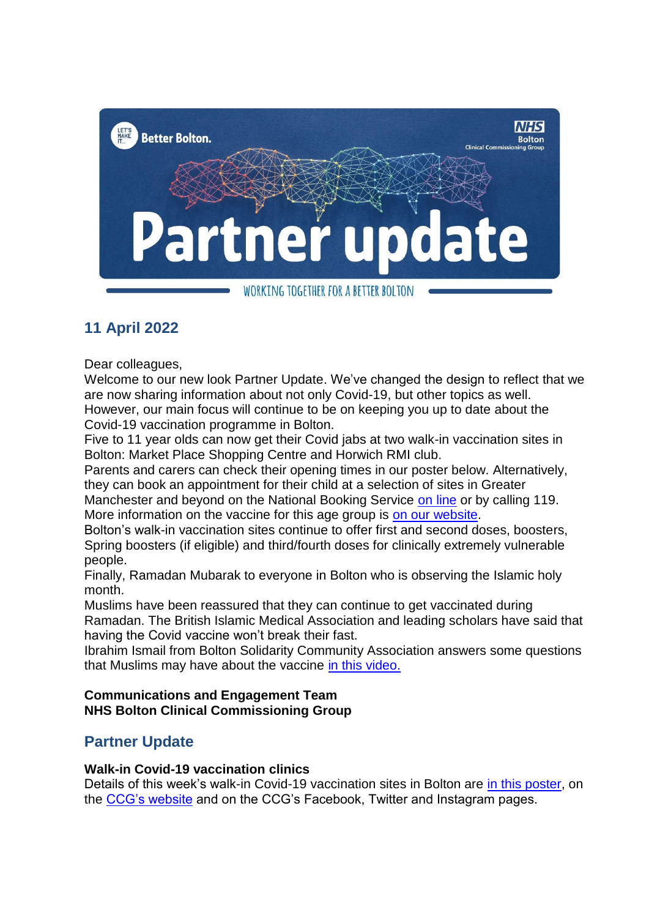Let's Make It... Better Bolton.

NHS Bolton Clinical Commissioning Group

# Partner update

WORKING TOGETHER FOR A BETTER BOLTON

## 11 April 2022

Dear colleagues,

Welcome to our new look Partner Update. We've changed the design to reflect that we are now sharing information about not only Covid-19, but other topics as well. However, our main focus will continue to be on keeping you up to date about the Covid-19 vaccination programme in Bolton.

Five to 11 year olds can now get their Covid jabs at two walk-in vaccination sites in Bolton: Market Place Shopping Centre and Horwich RMI club.

Parents and carers can check their opening times in our poster below. Alternatively, they can book an appointment for their child at a selection of sites in Greater Manchester and beyond on the National Booking Service on line or by calling 119. More information on the vaccine for this age group is on our website.

Bolton's walk-in vaccination sites continue to offer first and second doses, boosters, Spring boosters (if eligible) and third/fourth doses for clinically extremely vulnerable people.

Finally, Ramadan Mubarak to everyone in Bolton who is observing the Islamic holy month.

Muslims have been reassured that they can continue to get vaccinated during Ramadan. The British Islamic Medical Association and leading scholars have said that having the Covid vaccine won't break their fast.

Ibrahim Ismail from Bolton Solidarity Community Association answers some questions that Muslims may have about the vaccine in this video.

**Communications and Engagement Team**
**NHS Bolton Clinical Commissioning Group**

## Partner Update

**Walk-in Covid-19 vaccination clinics**

Details of this week's walk-in Covid-19 vaccination sites in Bolton are in this poster, on the CCG's website and on the CCG's Facebook, Twitter and Instagram pages.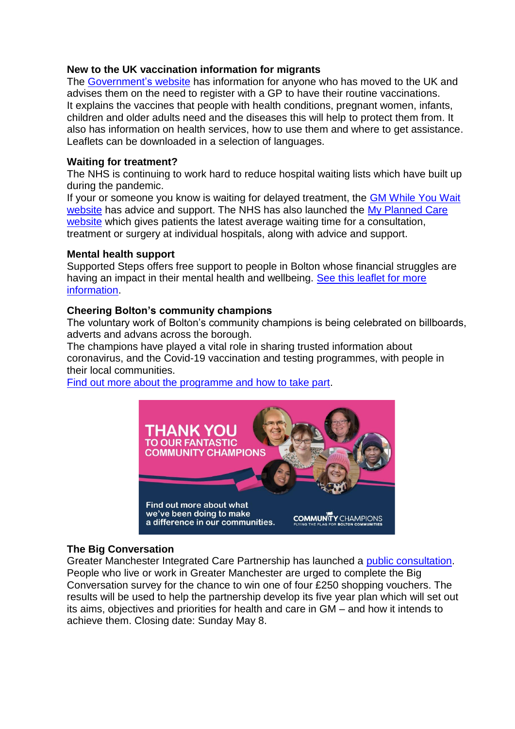**New to the UK vaccination information for migrants**

The Government's website has information for anyone who has moved to the UK and advises them on the need to register with a GP to have their routine vaccinations. It explains the vaccines that people with health conditions, pregnant women, infants, children and older adults need and the diseases this will help to protect them from. It also has information on health services, how to use them and where to get assistance. Leaflets can be downloaded in a selection of languages.

**Waiting for treatment?**

The NHS is continuing to work hard to reduce hospital waiting lists which have built up during the pandemic.

If your or someone you know is waiting for delayed treatment, the GM While You Wait website has advice and support. The NHS has also launched the My Planned Care website which gives patients the latest average waiting time for a consultation, treatment or surgery at individual hospitals, along with advice and support.

**Mental health support**

Supported Steps offers free support to people in Bolton whose financial struggles are having an impact in their mental health and wellbeing. See this leaflet for more information.

**Cheering Bolton's community champions**

The voluntary work of Bolton's community champions is being celebrated on billboards, adverts and advans across the borough.

The champions have played a vital role in sharing trusted information about coronavirus, and the Covid-19 vaccination and testing programmes, with people in their local communities.

Find out more about the programme and how to take part.

**The Big Conversation**

Greater Manchester Integrated Care Partnership has launched a public consultation. People who live or work in Greater Manchester are urged to complete the Big Conversation survey for the chance to win one of four £250 shopping vouchers. The results will be used to help the partnership develop its five year plan which will set out its aims, objectives and priorities for health and care in GM – and how it intends to achieve them. Closing date: Sunday May 8.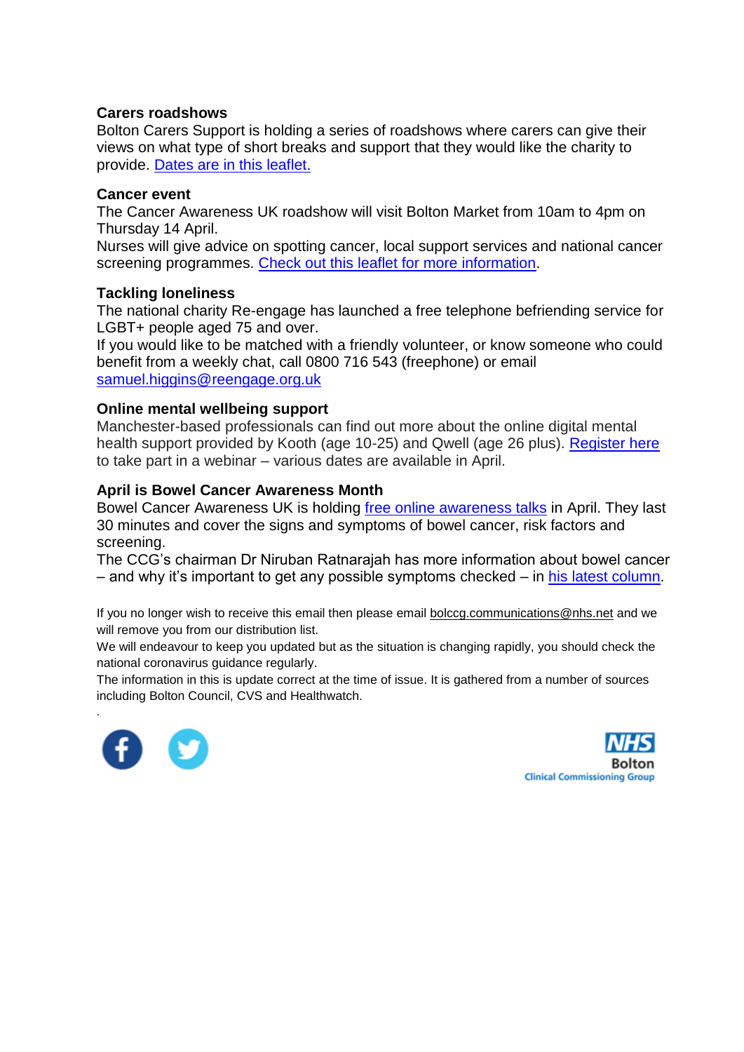**Carers roadshows**

Bolton Carers Support is holding a series of roadshows where carers can give their views on what type of short breaks and support that they would like the charity to provide. Dates are in this leaflet.

**Cancer event**

The Cancer Awareness UK roadshow will visit Bolton Market from 10am to 4pm on Thursday 14 April.

Nurses will give advice on spotting cancer, local support services and national cancer screening programmes. Check out this leaflet for more information.

**Tackling loneliness**

The national charity Re-engage has launched a free telephone befriending service for LGBT+ people aged 75 and over.

If you would like to be matched with a friendly volunteer, or know someone who could benefit from a weekly chat, call 0800 716 543 (freephone) or email samuel.higgins@reengage.org.uk

**Online mental wellbeing support**

Manchester-based professionals can find out more about the online digital mental health support provided by Kooth (age 10-25) and Qwell (age 26 plus). Register here to take part in a webinar – various dates are available in April.

**April is Bowel Cancer Awareness Month**

Bowel Cancer Awareness UK is holding free online awareness talks in April. They last 30 minutes and cover the signs and symptoms of bowel cancer, risk factors and screening.

The CCG's chairman Dr Niruban Ratnarajah has more information about bowel cancer – and why it's important to get any possible symptoms checked – in his latest column.

If you no longer wish to receive this email then please email bolccg.communications@nhs.net and we will remove you from our distribution list.

We will endeavour to keep you updated but as the situation is changing rapidly, you should check the national coronavirus guidance regularly.

The information in this is update correct at the time of issue. It is gathered from a number of sources including Bolton Council, CVS and Healthwatch.

NHS Bolton Clinical Commissioning Group